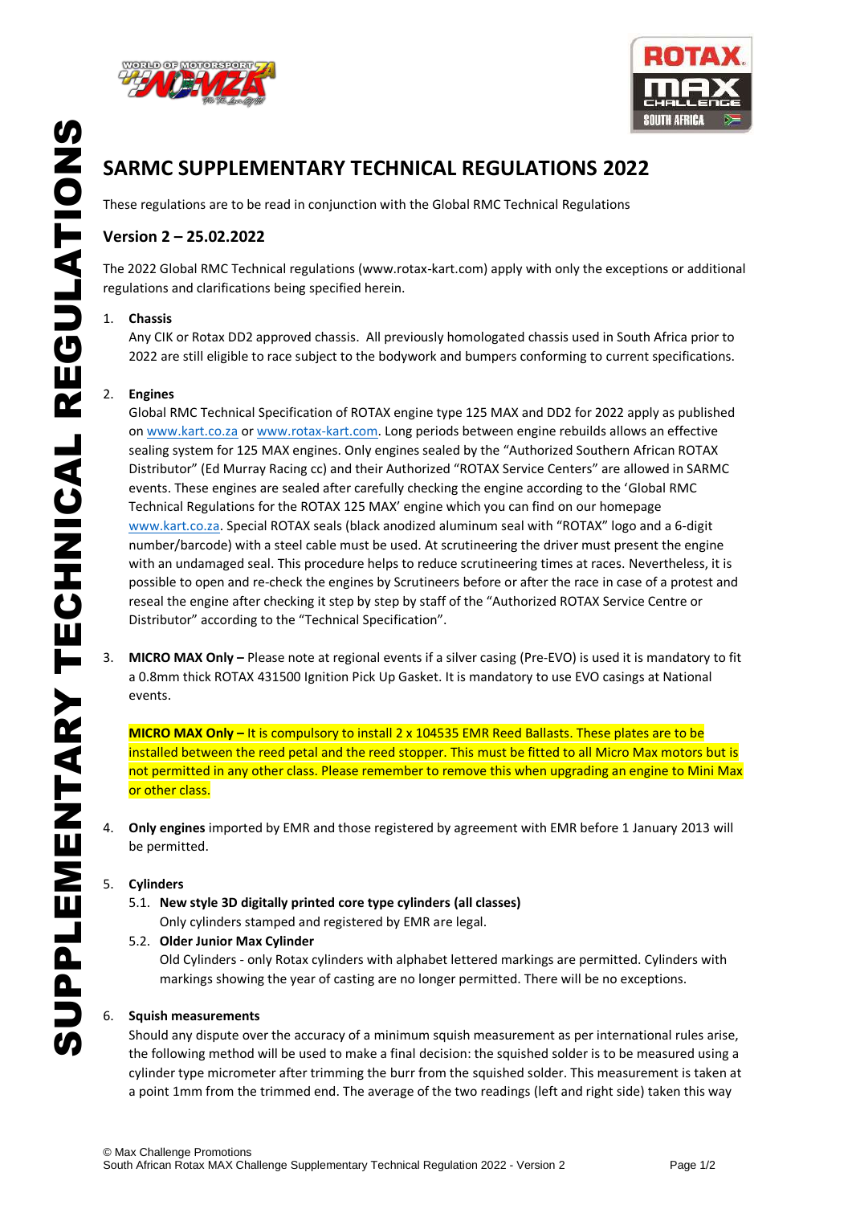# SARMC SUPPLEMENTARY TECHNICAL REGULATIONS 2022

These regulations are to be read in conjunction with the Global RMC Technical Regulations

## Version 2 – 25.02.2022

The 2022 Global RMC Technical regulations (www.rotax-kart.com) apply with only the exceptions or additional regulations and clarifications being specified herein.

1. **Chassis**
   Any CIK or Rotax DD2 approved chassis. All previously homologated chassis used in South Africa prior to 2022 are still eligible to race subject to the bodywork and bumpers conforming to current specifications.

2. **Engines**
   Global RMC Technical Specification of ROTAX engine type 125 MAX and DD2 for 2022 apply as published on www.kart.co.za or www.rotax-kart.com. Long periods between engine rebuilds allows an effective sealing system for 125 MAX engines. Only engines sealed by the "Authorized Southern African ROTAX Distributor" (Ed Murray Racing cc) and their Authorized "ROTAX Service Centers" are allowed in SARMC events. These engines are sealed after carefully checking the engine according to the 'Global RMC Technical Regulations for the ROTAX 125 MAX' engine which you can find on our homepage www.kart.co.za. Special ROTAX seals (black anodized aluminum seal with "ROTAX" logo and a 6-digit number/barcode) with a steel cable must be used. At scrutineering the driver must present the engine with an undamaged seal. This procedure helps to reduce scrutineering times at races. Nevertheless, it is possible to open and re-check the engines by Scrutineers before or after the race in case of a protest and reseal the engine after checking it step by step by staff of the "Authorized ROTAX Service Centre or Distributor" according to the "Technical Specification".

3. **MICRO MAX Only –** Please note at regional events if a silver casing (Pre-EVO) is used it is mandatory to fit a 0.8mm thick ROTAX 431500 Ignition Pick Up Gasket. It is mandatory to use EVO casings at National events.

   **MICRO MAX Only –** It is compulsory to install 2 x 104535 EMR Reed Ballasts. These plates are to be installed between the reed petal and the reed stopper. This must be fitted to all Micro Max motors but is not permitted in any other class. Please remember to remove this when upgrading an engine to Mini Max or other class.

4. **Only engines** imported by EMR and those registered by agreement with EMR before 1 January 2013 will be permitted.

5. **Cylinders**
   5.1. **New style 3D digitally printed core type cylinders (all classes)**
   Only cylinders stamped and registered by EMR are legal.
   5.2. **Older Junior Max Cylinder**
   Old Cylinders - only Rotax cylinders with alphabet lettered markings are permitted. Cylinders with markings showing the year of casting are no longer permitted. There will be no exceptions.

6. **Squish measurements**
   Should any dispute over the accuracy of a minimum squish measurement as per international rules arise, the following method will be used to make a final decision: the squished solder is to be measured using a cylinder type micrometer after trimming the burr from the squished solder. This measurement is taken at a point 1mm from the trimmed end. The average of the two readings (left and right side) taken this way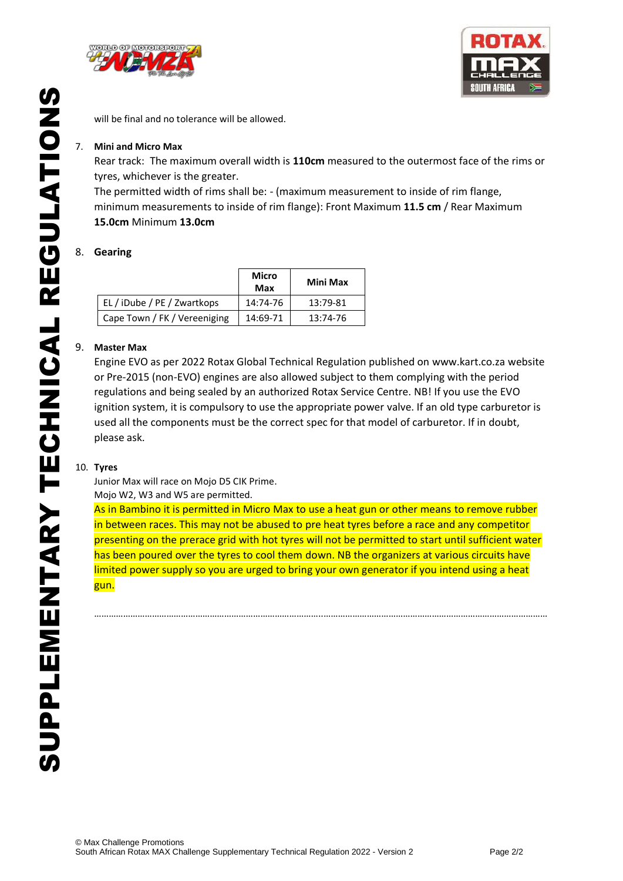will be final and no tolerance will be allowed.

7. **Mini and Micro Max**
   Rear track: The maximum overall width is **110cm** measured to the outermost face of the rims or tyres, whichever is the greater.
   The permitted width of rims shall be: - (maximum measurement to inside of rim flange, minimum measurements to inside of rim flange): Front Maximum **11.5 cm** / Rear Maximum **15.0cm** Minimum **13.0cm**

8. **Gearing**

| | Micro Max | Mini Max |
|---|---|---|
| EL / iDube / PE / Zwartkops | 14:74-76 | 13:79-81 |
| Cape Town / FK / Vereeniging | 14:69-71 | 13:74-76 |

9. **Master Max**
   Engine EVO as per 2022 Rotax Global Technical Regulation published on www.kart.co.za website or Pre-2015 (non-EVO) engines are also allowed subject to them complying with the period regulations and being sealed by an authorized Rotax Service Centre. NB! If you use the EVO ignition system, it is compulsory to use the appropriate power valve. If an old type carburetor is used all the components must be the correct spec for that model of carburetor. If in doubt, please ask.

10. **Tyres**
    Junior Max will race on Mojo D5 CIK Prime.
    Mojo W2, W3 and W5 are permitted.
    As in Bambino it is permitted in Micro Max to use a heat gun or other means to remove rubber in between races. This may not be abused to pre heat tyres before a race and any competitor presenting on the prerace grid with hot tyres will not be permitted to start until sufficient water has been poured over the tyres to cool them down. NB the organizers at various circuits have limited power supply so you are urged to bring your own generator if you intend using a heat gun.

…………………………………………………………………………………………………………………………………………………………………